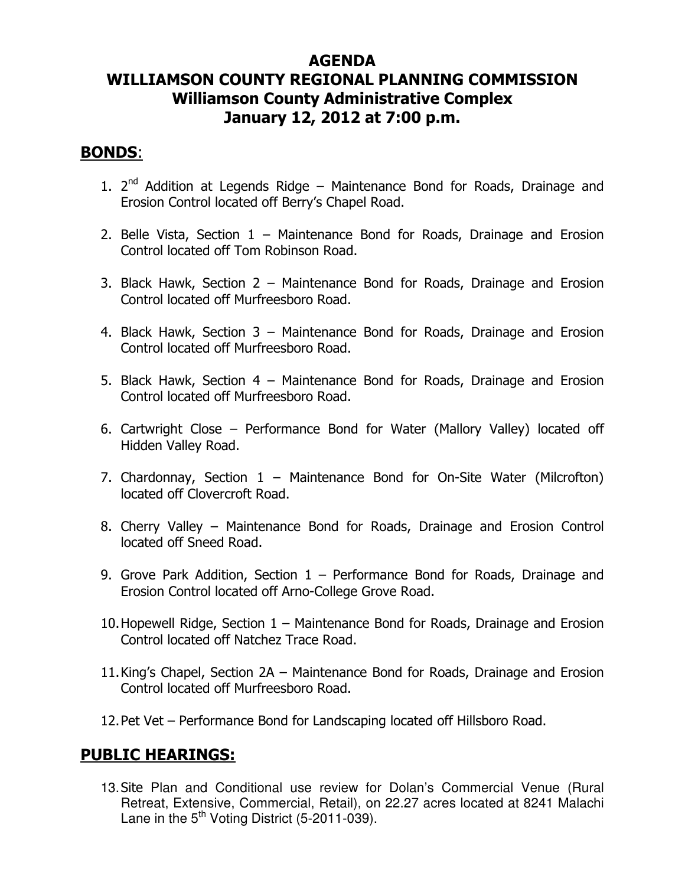# AGENDA
# WILLIAMSON COUNTY REGIONAL PLANNING COMMISSION
## Williamson County Administrative Complex
## January 12, 2012 at 7:00 p.m.

## BONDS:

1. 2nd Addition at Legends Ridge – Maintenance Bond for Roads, Drainage and Erosion Control located off Berry's Chapel Road.

2. Belle Vista, Section 1 – Maintenance Bond for Roads, Drainage and Erosion Control located off Tom Robinson Road.

3. Black Hawk, Section 2 – Maintenance Bond for Roads, Drainage and Erosion Control located off Murfreesboro Road.

4. Black Hawk, Section 3 – Maintenance Bond for Roads, Drainage and Erosion Control located off Murfreesboro Road.

5. Black Hawk, Section 4 – Maintenance Bond for Roads, Drainage and Erosion Control located off Murfreesboro Road.

6. Cartwright Close – Performance Bond for Water (Mallory Valley) located off Hidden Valley Road.

7. Chardonnay, Section 1 – Maintenance Bond for On-Site Water (Milcrofton) located off Clovercroft Road.

8. Cherry Valley – Maintenance Bond for Roads, Drainage and Erosion Control located off Sneed Road.

9. Grove Park Addition, Section 1 – Performance Bond for Roads, Drainage and Erosion Control located off Arno-College Grove Road.

10. Hopewell Ridge, Section 1 – Maintenance Bond for Roads, Drainage and Erosion Control located off Natchez Trace Road.

11. King's Chapel, Section 2A – Maintenance Bond for Roads, Drainage and Erosion Control located off Murfreesboro Road.

12. Pet Vet – Performance Bond for Landscaping located off Hillsboro Road.

## PUBLIC HEARINGS:

13. Site Plan and Conditional use review for Dolan's Commercial Venue (Rural Retreat, Extensive, Commercial, Retail), on 22.27 acres located at 8241 Malachi Lane in the 5th Voting District (5-2011-039).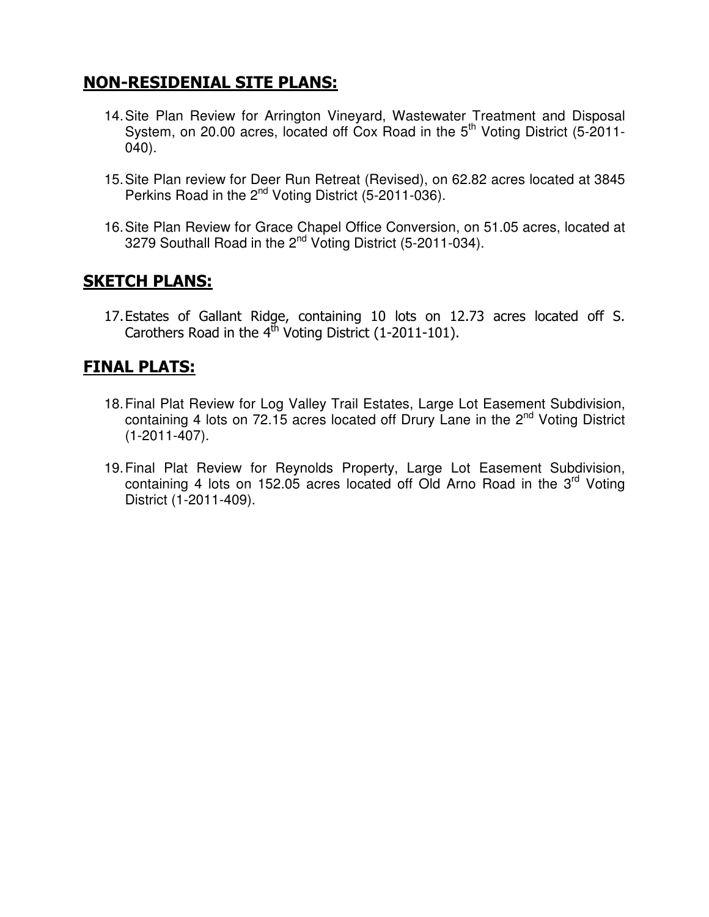## NON-RESIDENTIAL SITE PLANS:

14. Site Plan Review for Arrington Vineyard, Wastewater Treatment and Disposal System, on 20.00 acres, located off Cox Road in the 5th Voting District (5-2011-040).

15. Site Plan review for Deer Run Retreat (Revised), on 62.82 acres located at 3845 Perkins Road in the 2nd Voting District (5-2011-036).

16. Site Plan Review for Grace Chapel Office Conversion, on 51.05 acres, located at 3279 Southall Road in the 2nd Voting District (5-2011-034).

## SKETCH PLANS:

17. Estates of Gallant Ridge, containing 10 lots on 12.73 acres located off S. Carothers Road in the 4th Voting District (1-2011-101).

## FINAL PLATS:

18. Final Plat Review for Log Valley Trail Estates, Large Lot Easement Subdivision, containing 4 lots on 72.15 acres located off Drury Lane in the 2nd Voting District (1-2011-407).

19. Final Plat Review for Reynolds Property, Large Lot Easement Subdivision, containing 4 lots on 152.05 acres located off Old Arno Road in the 3rd Voting District (1-2011-409).